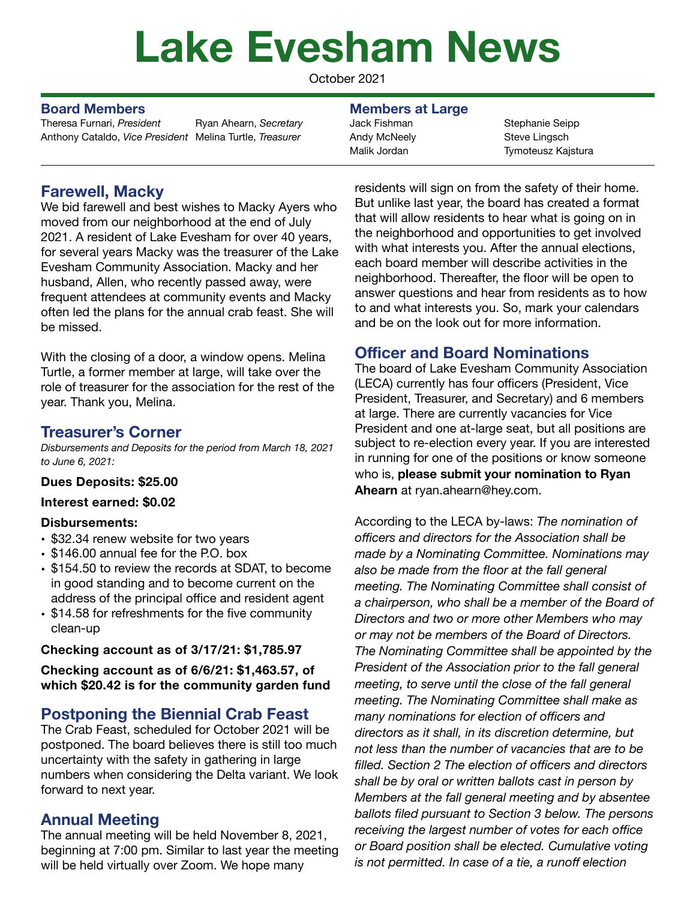# Lake Evesham News

October 2021

### Board Members

Theresa Furnari, *President*
Anthony Cataldo, *Vice President*
Ryan Ahearn, *Secretary*
Melina Turtle, *Treasurer*

### Members at Large

Jack Fishman
Andy McNeely
Malik Jordan
Stephanie Seipp
Steve Lingsch
Tymoteusz Kajstura

## Farewell, Macky

We bid farewell and best wishes to Macky Ayers who moved from our neighborhood at the end of July 2021. A resident of Lake Evesham for over 40 years, for several years Macky was the treasurer of the Lake Evesham Community Association. Macky and her husband, Allen, who recently passed away, were frequent attendees at community events and Macky often led the plans for the annual crab feast. She will be missed.

With the closing of a door, a window opens. Melina Turtle, a former member at large, will take over the role of treasurer for the association for the rest of the year. Thank you, Melina.

## Treasurer's Corner

*Disbursements and Deposits for the period from March 18, 2021 to June 6, 2021:*

**Dues Deposits: $25.00**

**Interest earned: $0.02**

**Disbursements:**

- $32.34 renew website for two years
- $146.00 annual fee for the P.O. box
- $154.50 to review the records at SDAT, to become in good standing and to become current on the address of the principal office and resident agent
- $14.58 for refreshments for the five community clean-up

**Checking account as of 3/17/21: $1,785.97**

**Checking account as of 6/6/21: $1,463.57, of which $20.42 is for the community garden fund**

## Postponing the Biennial Crab Feast

The Crab Feast, scheduled for October 2021 will be postponed. The board believes there is still too much uncertainty with the safety in gathering in large numbers when considering the Delta variant. We look forward to next year.

## Annual Meeting

The annual meeting will be held November 8, 2021, beginning at 7:00 pm. Similar to last year the meeting will be held virtually over Zoom. We hope many residents will sign on from the safety of their home. But unlike last year, the board has created a format that will allow residents to hear what is going on in the neighborhood and opportunities to get involved with what interests you. After the annual elections, each board member will describe activities in the neighborhood. Thereafter, the floor will be open to answer questions and hear from residents as to how to and what interests you. So, mark your calendars and be on the look out for more information.

## Officer and Board Nominations

The board of Lake Evesham Community Association (LECA) currently has four officers (President, Vice President, Treasurer, and Secretary) and 6 members at large. There are currently vacancies for Vice President and one at-large seat, but all positions are subject to re-election every year. If you are interested in running for one of the positions or know someone who is, **please submit your nomination to Ryan Ahearn** at ryan.ahearn@hey.com.

According to the LECA by-laws: *The nomination of officers and directors for the Association shall be made by a Nominating Committee. Nominations may also be made from the floor at the fall general meeting. The Nominating Committee shall consist of a chairperson, who shall be a member of the Board of Directors and two or more other Members who may or may not be members of the Board of Directors. The Nominating Committee shall be appointed by the President of the Association prior to the fall general meeting, to serve until the close of the fall general meeting. The Nominating Committee shall make as many nominations for election of officers and directors as it shall, in its discretion determine, but not less than the number of vacancies that are to be filled. Section 2 The election of officers and directors shall be by oral or written ballots cast in person by Members at the fall general meeting and by absentee ballots filed pursuant to Section 3 below. The persons receiving the largest number of votes for each office or Board position shall be elected. Cumulative voting is not permitted. In case of a tie, a runoff election*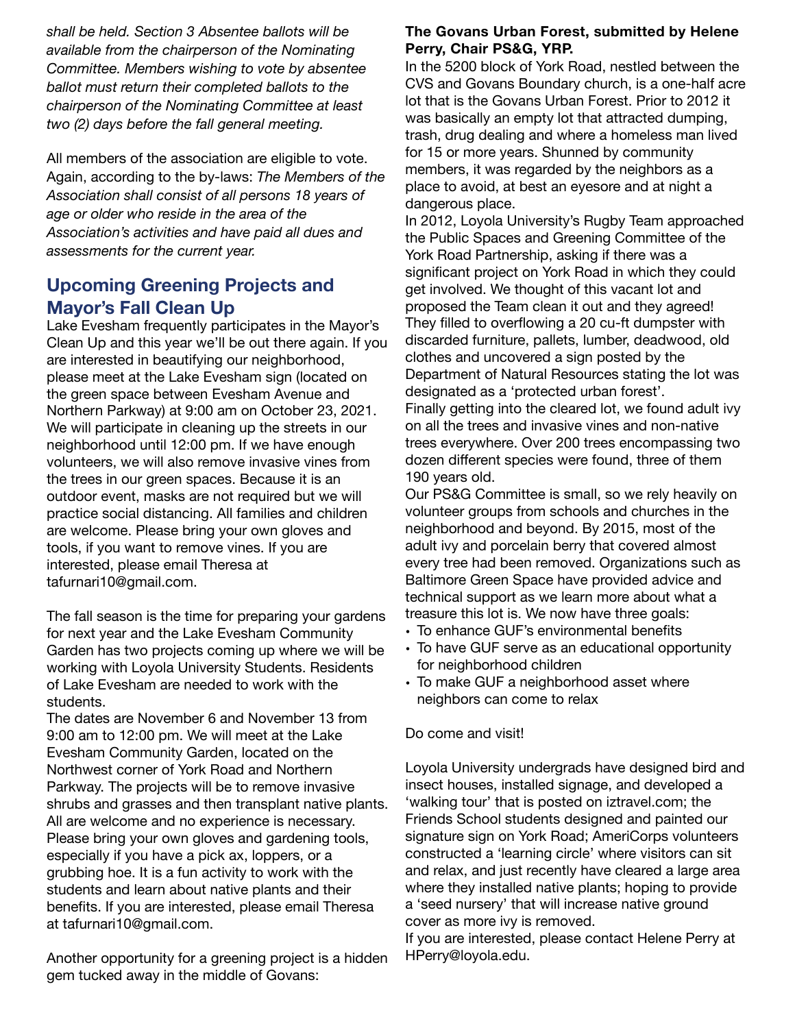*shall be held. Section 3 Absentee ballots will be available from the chairperson of the Nominating Committee. Members wishing to vote by absentee ballot must return their completed ballots to the chairperson of the Nominating Committee at least two (2) days before the fall general meeting.*

All members of the association are eligible to vote. Again, according to the by-laws: *The Members of the Association shall consist of all persons 18 years of age or older who reside in the area of the Association's activities and have paid all dues and assessments for the current year.*

## Upcoming Greening Projects and Mayor's Fall Clean Up

Lake Evesham frequently participates in the Mayor's Clean Up and this year we'll be out there again. If you are interested in beautifying our neighborhood, please meet at the Lake Evesham sign (located on the green space between Evesham Avenue and Northern Parkway) at 9:00 am on October 23, 2021. We will participate in cleaning up the streets in our neighborhood until 12:00 pm. If we have enough volunteers, we will also remove invasive vines from the trees in our green spaces. Because it is an outdoor event, masks are not required but we will practice social distancing. All families and children are welcome. Please bring your own gloves and tools, if you want to remove vines. If you are interested, please email Theresa at tafurnari10@gmail.com.

The fall season is the time for preparing your gardens for next year and the Lake Evesham Community Garden has two projects coming up where we will be working with Loyola University Students. Residents of Lake Evesham are needed to work with the students.

The dates are November 6 and November 13 from 9:00 am to 12:00 pm. We will meet at the Lake Evesham Community Garden, located on the Northwest corner of York Road and Northern Parkway. The projects will be to remove invasive shrubs and grasses and then transplant native plants. All are welcome and no experience is necessary. Please bring your own gloves and gardening tools, especially if you have a pick ax, loppers, or a grubbing hoe. It is a fun activity to work with the students and learn about native plants and their benefits. If you are interested, please email Theresa at tafurnari10@gmail.com.

Another opportunity for a greening project is a hidden gem tucked away in the middle of Govans:

**The Govans Urban Forest, submitted by Helene Perry, Chair PS&G, YRP.**

In the 5200 block of York Road, nestled between the CVS and Govans Boundary church, is a one-half acre lot that is the Govans Urban Forest. Prior to 2012 it was basically an empty lot that attracted dumping, trash, drug dealing and where a homeless man lived for 15 or more years. Shunned by community members, it was regarded by the neighbors as a place to avoid, at best an eyesore and at night a dangerous place.

In 2012, Loyola University's Rugby Team approached the Public Spaces and Greening Committee of the York Road Partnership, asking if there was a significant project on York Road in which they could get involved. We thought of this vacant lot and proposed the Team clean it out and they agreed! They filled to overflowing a 20 cu-ft dumpster with discarded furniture, pallets, lumber, deadwood, old clothes and uncovered a sign posted by the Department of Natural Resources stating the lot was designated as a 'protected urban forest'.

Finally getting into the cleared lot, we found adult ivy on all the trees and invasive vines and non-native trees everywhere. Over 200 trees encompassing two dozen different species were found, three of them 190 years old.

Our PS&G Committee is small, so we rely heavily on volunteer groups from schools and churches in the neighborhood and beyond. By 2015, most of the adult ivy and porcelain berry that covered almost every tree had been removed. Organizations such as Baltimore Green Space have provided advice and technical support as we learn more about what a treasure this lot is. We now have three goals:

- To enhance GUF's environmental benefits
- To have GUF serve as an educational opportunity for neighborhood children
- To make GUF a neighborhood asset where neighbors can come to relax

Do come and visit!

Loyola University undergrads have designed bird and insect houses, installed signage, and developed a 'walking tour' that is posted on iztravel.com; the Friends School students designed and painted our signature sign on York Road; AmeriCorps volunteers constructed a 'learning circle' where visitors can sit and relax, and just recently have cleared a large area where they installed native plants; hoping to provide a 'seed nursery' that will increase native ground cover as more ivy is removed.

If you are interested, please contact Helene Perry at HPerry@loyola.edu.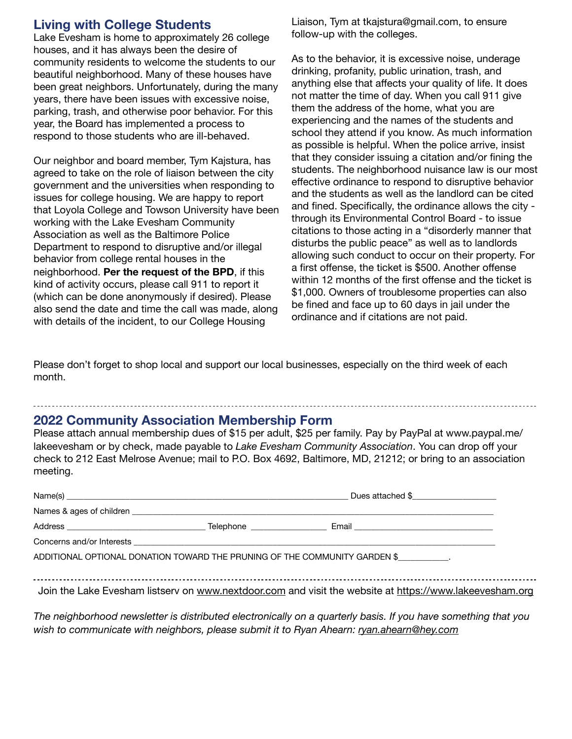## Living with College Students

Lake Evesham is home to approximately 26 college houses, and it has always been the desire of community residents to welcome the students to our beautiful neighborhood. Many of these houses have been great neighbors. Unfortunately, during the many years, there have been issues with excessive noise, parking, trash, and otherwise poor behavior. For this year, the Board has implemented a process to respond to those students who are ill-behaved.

Our neighbor and board member, Tym Kajstura, has agreed to take on the role of liaison between the city government and the universities when responding to issues for college housing. We are happy to report that Loyola College and Towson University have been working with the Lake Evesham Community Association as well as the Baltimore Police Department to respond to disruptive and/or illegal behavior from college rental houses in the neighborhood. **Per the request of the BPD**, if this kind of activity occurs, please call 911 to report it (which can be done anonymously if desired). Please also send the date and time the call was made, along with details of the incident, to our College Housing Liaison, Tym at tkajstura@gmail.com, to ensure follow-up with the colleges.

As to the behavior, it is excessive noise, underage drinking, profanity, public urination, trash, and anything else that affects your quality of life. It does not matter the time of day. When you call 911 give them the address of the home, what you are experiencing and the names of the students and school they attend if you know. As much information as possible is helpful. When the police arrive, insist that they consider issuing a citation and/or fining the students. The neighborhood nuisance law is our most effective ordinance to respond to disruptive behavior and the students as well as the landlord can be cited and fined. Specifically, the ordinance allows the city - through its Environmental Control Board - to issue citations to those acting in a "disorderly manner that disturbs the public peace" as well as to landlords allowing such conduct to occur on their property. For a first offense, the ticket is $500. Another offense within 12 months of the first offense and the ticket is $1,000. Owners of troublesome properties can also be fined and face up to 60 days in jail under the ordinance and if citations are not paid.

Please don't forget to shop local and support our local businesses, especially on the third week of each month.

---

## 2022 Community Association Membership Form

Please attach annual membership dues of $15 per adult, $25 per family. Pay by PayPal at www.paypal.me/lakeevesham or by check, made payable to *Lake Evesham Community Association*. You can drop off your check to 212 East Melrose Avenue; mail to P.O. Box 4692, Baltimore, MD, 21212; or bring to an association meeting.

Name(s) ______________________________ Dues attached $__________

Names & ages of children ______________________________

Address ______________ Telephone __________ Email ______________

Concerns and/or Interests ______________________________

ADDITIONAL OPTIONAL DONATION TOWARD THE PRUNING OF THE COMMUNITY GARDEN $__________.

---

Join the Lake Evesham listserv on www.nextdoor.com and visit the website at https://www.lakeevesham.org

*The neighborhood newsletter is distributed electronically on a quarterly basis. If you have something that you wish to communicate with neighbors, please submit it to Ryan Ahearn: ryan.ahearn@hey.com*